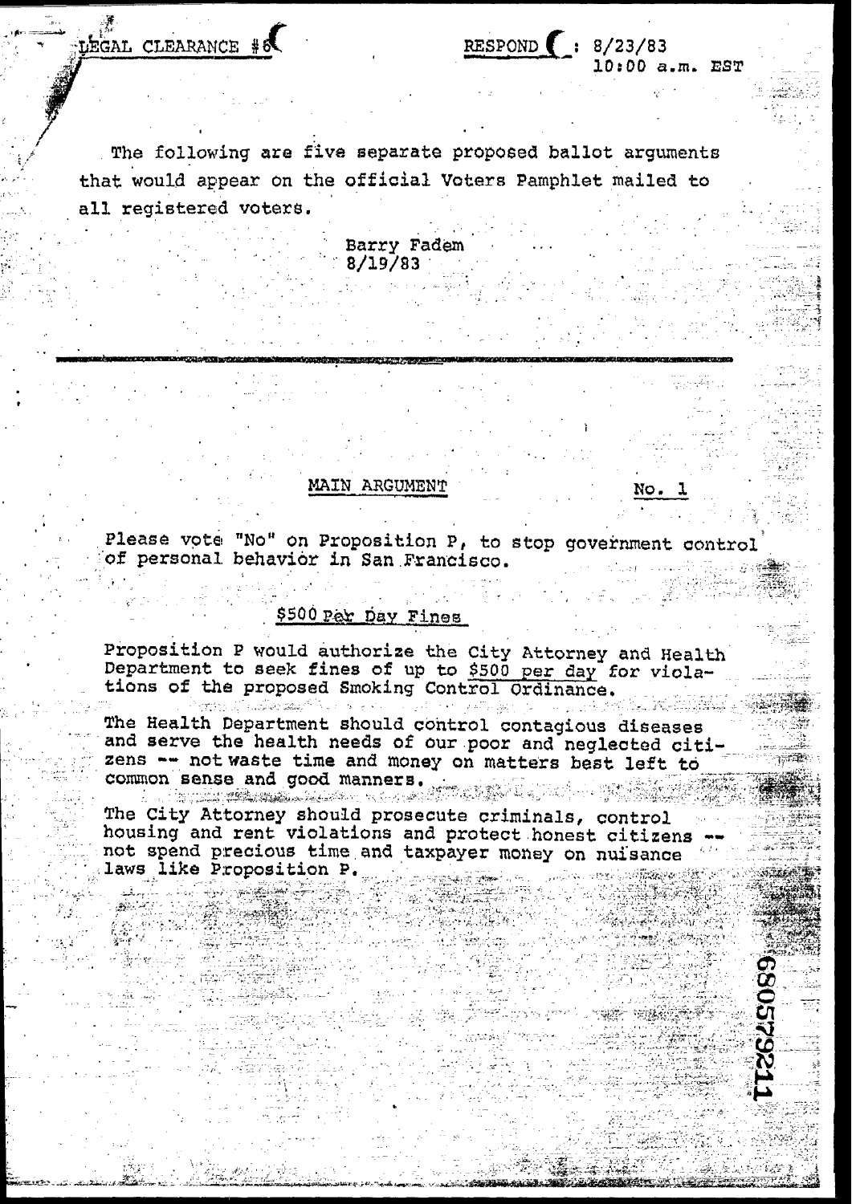LEGAL CLEARANCE #6

RESPOND : 8/23/83
10:00 a.m. EST

The following are five separate proposed ballot arguments that would appear on the official Voters Pamphlet mailed to all registered voters.

Barry Fadem
8/19/83

---

MAIN ARGUMENT

No. 1

Please vote "No" on Proposition P, to stop government control of personal behavior in San Francisco.

## $500 Per Day Fines

Proposition P would authorize the City Attorney and Health Department to seek fines of up to $500 per day for violations of the proposed Smoking Control Ordinance.

The Health Department should control contagious diseases and serve the health needs of our poor and neglected citizens -- not waste time and money on matters best left to common sense and good manners.

The City Attorney should prosecute criminals, control housing and rent violations and protect honest citizens -- not spend precious time and taxpayer money on nuisance laws like Proposition P.

680579211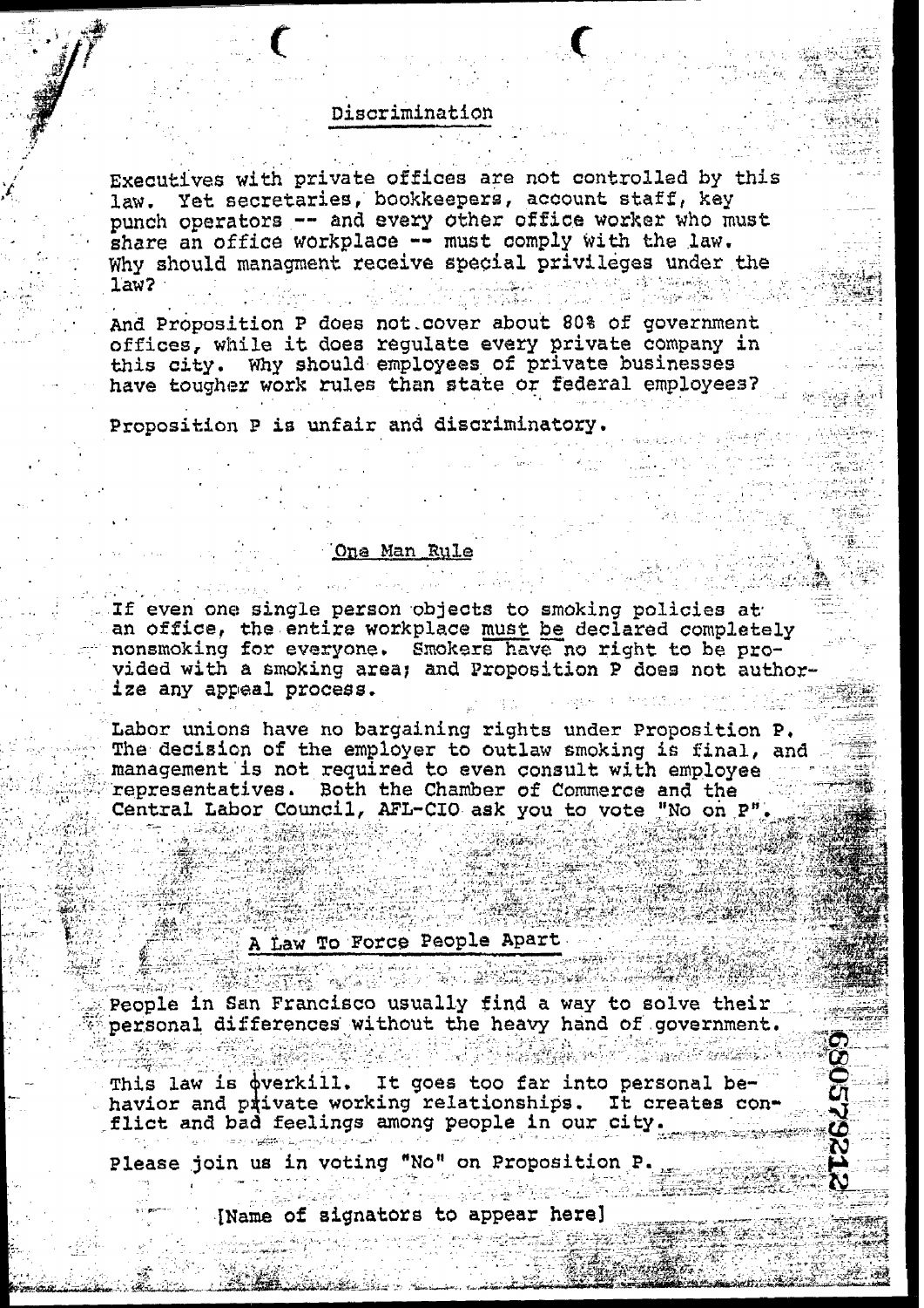## Discrimination

Executives with private offices are not controlled by this law. Yet secretaries, bookkeepers, account staff, key punch operators -- and every other office worker who must share an office workplace -- must comply with the law. Why should managment receive special privileges under the law?

And Proposition P does not cover about 80% of government offices, while it does regulate every private company in this city. Why should employees of private businesses have tougher work rules than state or federal employees?

Proposition P is unfair and discriminatory.

## One Man Rule

If even one single person objects to smoking policies at an office, the entire workplace must be declared completely nonsmoking for everyone. Smokers have no right to be provided with a smoking area; and Proposition P does not authorize any appeal process.

Labor unions have no bargaining rights under Proposition P. The decision of the employer to outlaw smoking is final, and management is not required to even consult with employee representatives. Both the Chamber of Commerce and the Central Labor Council, AFL-CIO ask you to vote "No on P".

## A Law To Force People Apart

People in San Francisco usually find a way to solve their personal differences without the heavy hand of government.

This law is overkill. It goes too far into personal behavior and private working relationships. It creates conflict and bad feelings among people in our city.

Please join us in voting "No" on Proposition P.

[Name of signators to appear here]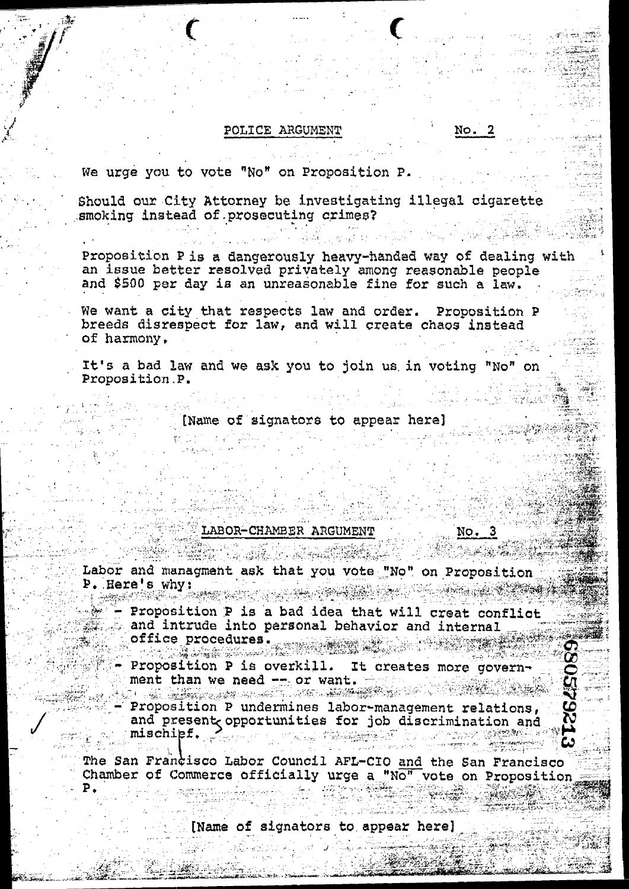## POLICE ARGUMENT No. 2

We urge you to vote "No" on Proposition P.

Should our City Attorney be investigating illegal cigarette smoking instead of prosecuting crimes?

Proposition P is a dangerously heavy-handed way of dealing with an issue better resolved privately among reasonable people and $500 per day is an unreasonable fine for such a law.

We want a city that respects law and order. Proposition P breeds disrespect for law, and will create chaos instead of harmony.

It's a bad law and we ask you to join us in voting "No" on Proposition P.

[Name of signators to appear here]

## LABOR-CHAMBER ARGUMENT No. 3

Labor and managment ask that you vote "No" on Proposition P. Here's why:

- Proposition P is a bad idea that will creat conflict and intrude into personal behavior and internal office procedures.
- Proposition P is overkill. It creates more government than we need -- or want.
- Proposition P undermines labor-management relations, and presents opportunities for job discrimination and mischief.

The San Francisco Labor Council AFL-CIO and the San Francisco Chamber of Commerce officially urge a "No" vote on Proposition P.

[Name of signators to appear here]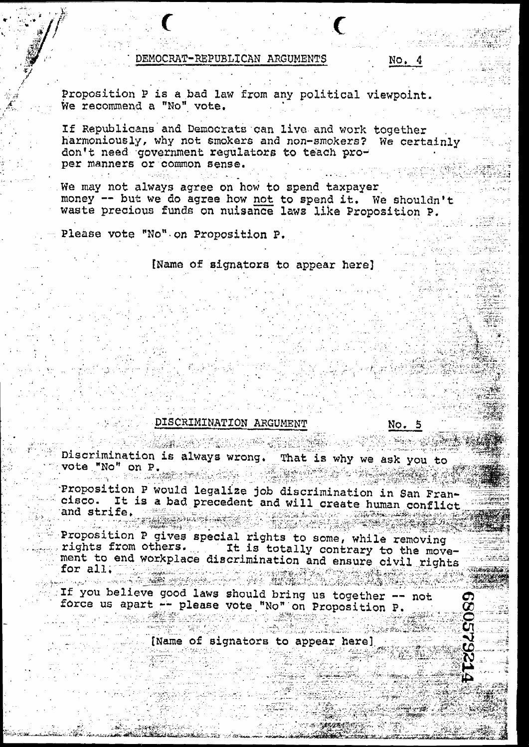## DEMOCRAT-REPUBLICAN ARGUMENTS No. 4

Proposition P is a bad law from any political viewpoint. We recommend a "No" vote.

If Republicans and Democrats can live and work together harmoniously, why not smokers and non-smokers? We certainly don't need government regulators to teach proper manners or common sense.

We may not always agree on how to spend taxpayer money -- but we do agree how not to spend it. We shouldn't waste precious funds on nuisance laws like Proposition P.

Please vote "No" on Proposition P.

[Name of signators to appear here]

## DISCRIMINATION ARGUMENT No. 5

Discrimination is always wrong. That is why we ask you to vote "No" on P.

Proposition P would legalize job discrimination in San Francisco. It is a bad precedent and will create human conflict and strife.

Proposition P gives special rights to some, while removing rights from others. It is totally contrary to the movement to end workplace discrimination and ensure civil rights for all.

If you believe good laws should bring us together -- not force us apart -- please vote "No" on Proposition P.

[Name of signators to appear here]

680579214